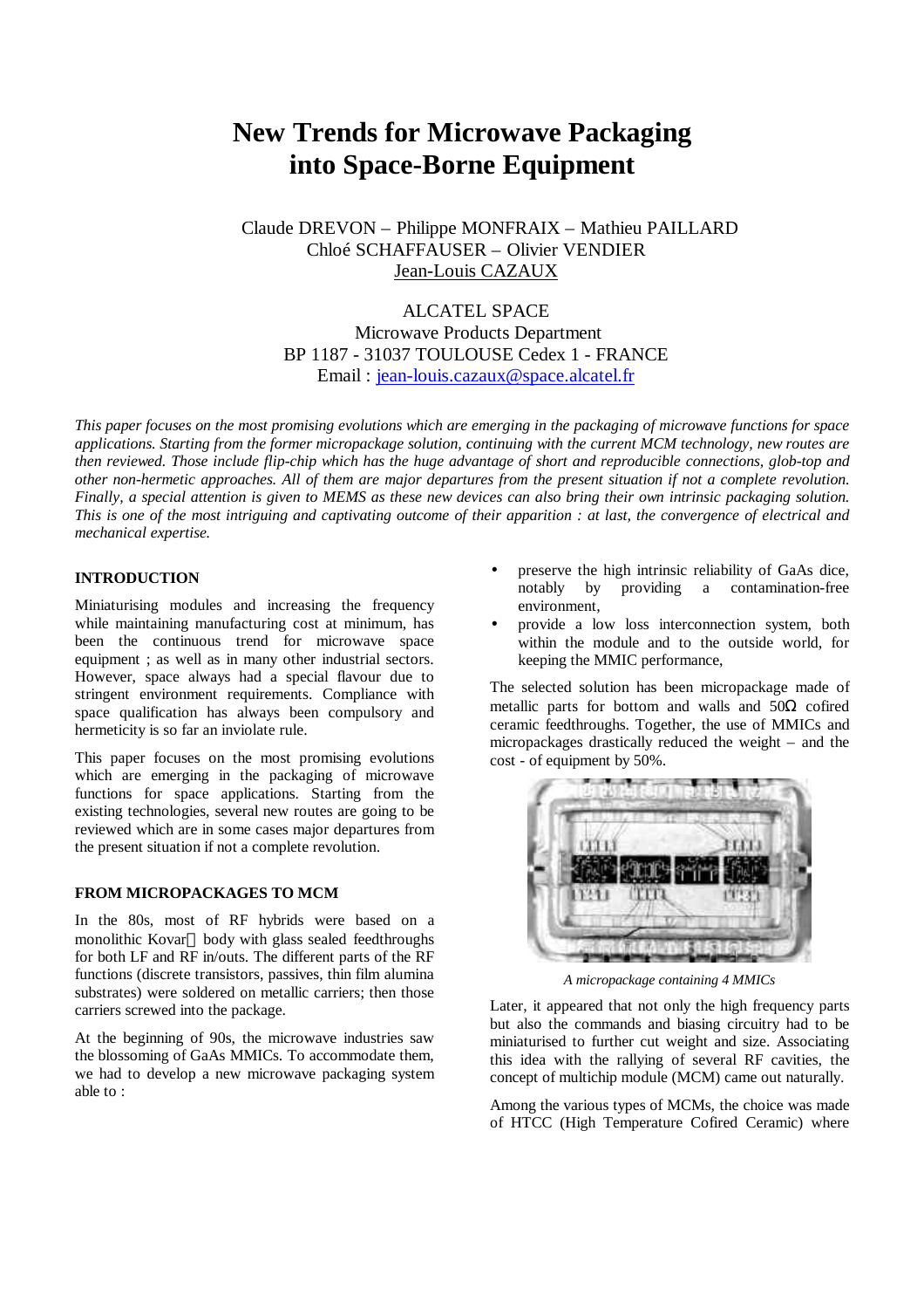# New Trends for Microwave Packaging into Space-Borne Equipment

Claude DREVON – Philippe MONFRAIX – Mathieu PAILLARD
Chloé SCHAFFAUSER – Olivier VENDIER
Jean-Louis CAZAUX

ALCATEL SPACE
Microwave Products Department
BP 1187 - 31037 TOULOUSE Cedex 1 - FRANCE
Email : jean-louis.cazaux@space.alcatel.fr

*This paper focuses on the most promising evolutions which are emerging in the packaging of microwave functions for space applications. Starting from the former micropackage solution, continuing with the current MCM technology, new routes are then reviewed. Those include flip-chip which has the huge advantage of short and reproducible connections, glob-top and other non-hermetic approaches. All of them are major departures from the present situation if not a complete revolution. Finally, a special attention is given to MEMS as these new devices can also bring their own intrinsic packaging solution. This is one of the most intriguing and captivating outcome of their apparition : at last, the convergence of electrical and mechanical expertise.*

## INTRODUCTION

Miniaturising modules and increasing the frequency while maintaining manufacturing cost at minimum, has been the continuous trend for microwave space equipment ; as well as in many other industrial sectors. However, space always had a special flavour due to stringent environment requirements. Compliance with space qualification has always been compulsory and hermeticity is so far an inviolate rule.

This paper focuses on the most promising evolutions which are emerging in the packaging of microwave functions for space applications. Starting from the existing technologies, several new routes are going to be reviewed which are in some cases major departures from the present situation if not a complete revolution.

## FROM MICROPACKAGES TO MCM

In the 80s, most of RF hybrids were based on a monolithic Kovar body with glass sealed feedthroughs for both LF and RF in/outs. The different parts of the RF functions (discrete transistors, passives, thin film alumina substrates) were soldered on metallic carriers; then those carriers screwed into the package.

At the beginning of 90s, the microwave industries saw the blossoming of GaAs MMICs. To accommodate them, we had to develop a new microwave packaging system able to :

- preserve the high intrinsic reliability of GaAs dice, notably by providing a contamination-free environment,
- provide a low loss interconnection system, both within the module and to the outside world, for keeping the MMIC performance,

The selected solution has been micropackage made of metallic parts for bottom and walls and 50Ω cofired ceramic feedthroughs. Together, the use of MMICs and micropackages drastically reduced the weight – and the cost - of equipment by 50%.

*A micropackage containing 4 MMICs*

Later, it appeared that not only the high frequency parts but also the commands and biasing circuitry had to be miniaturised to further cut weight and size. Associating this idea with the rallying of several RF cavities, the concept of multichip module (MCM) came out naturally.

Among the various types of MCMs, the choice was made of HTCC (High Temperature Cofired Ceramic) where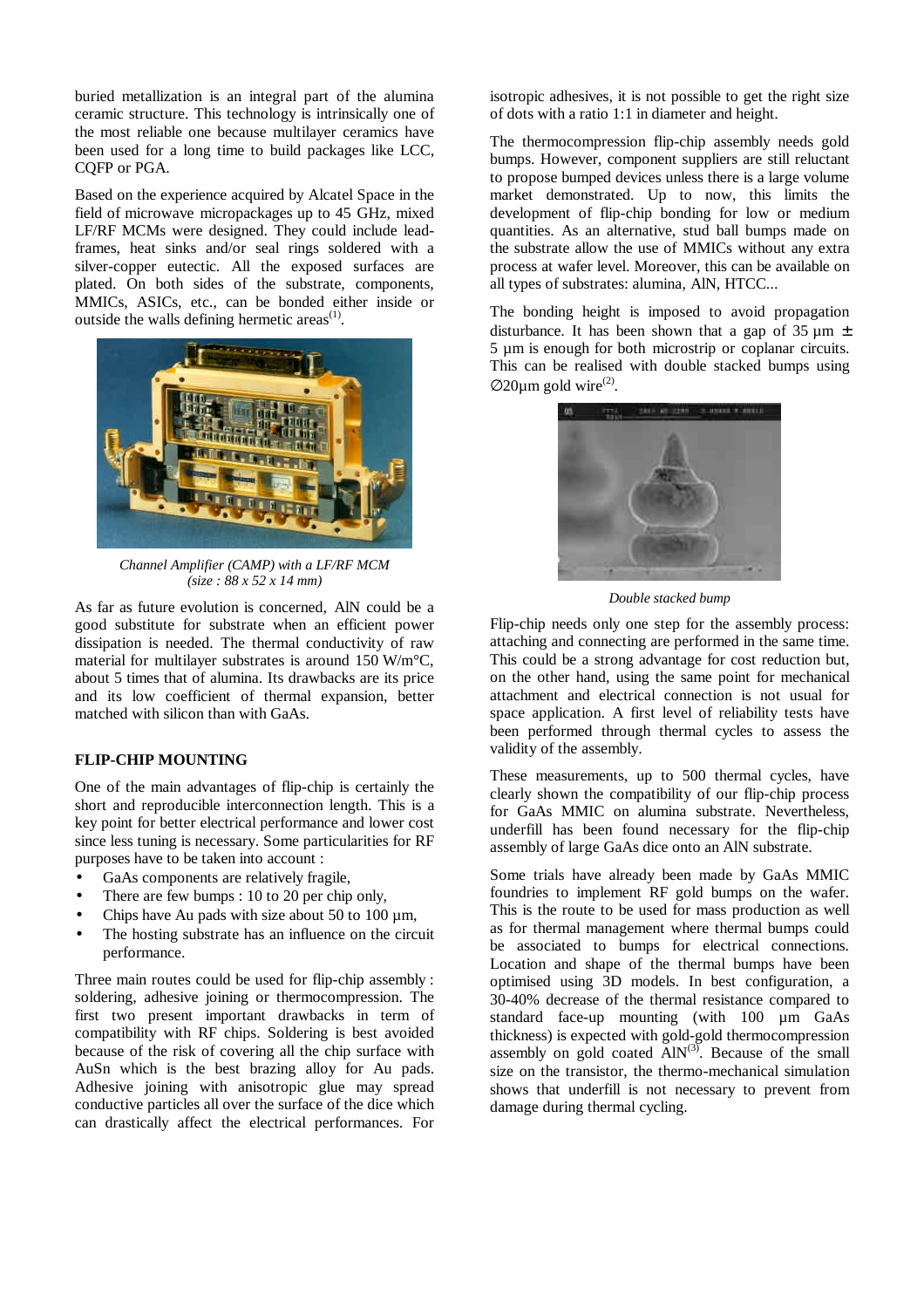buried metallization is an integral part of the alumina ceramic structure. This technology is intrinsically one of the most reliable one because multilayer ceramics have been used for a long time to build packages like LCC, CQFP or PGA.

Based on the experience acquired by Alcatel Space in the field of microwave micropackages up to 45 GHz, mixed LF/RF MCMs were designed. They could include lead-frames, heat sinks and/or seal rings soldered with a silver-copper eutectic. All the exposed surfaces are plated. On both sides of the substrate, components, MMICs, ASICs, etc., can be bonded either inside or outside the walls defining hermetic areas[1].

*Channel Amplifier (CAMP) with a LF/RF MCM (size : 88 x 52 x 14 mm)*

As far as future evolution is concerned, AlN could be a good substitute for substrate when an efficient power dissipation is needed. The thermal conductivity of raw material for multilayer substrates is around 150 W/m°C, about 5 times that of alumina. Its drawbacks are its price and its low coefficient of thermal expansion, better matched with silicon than with GaAs.

## FLIP-CHIP MOUNTING

One of the main advantages of flip-chip is certainly the short and reproducible interconnection length. This is a key point for better electrical performance and lower cost since less tuning is necessary. Some particularities for RF purposes have to be taken into account :

- GaAs components are relatively fragile,
- There are few bumps : 10 to 20 per chip only,
- Chips have Au pads with size about 50 to 100 µm,
- The hosting substrate has an influence on the circuit performance.

Three main routes could be used for flip-chip assembly : soldering, adhesive joining or thermocompression. The first two present important drawbacks in term of compatibility with RF chips. Soldering is best avoided because of the risk of covering all the chip surface with AuSn which is the best brazing alloy for Au pads. Adhesive joining with anisotropic glue may spread conductive particles all over the surface of the dice which can drastically affect the electrical performances. For isotropic adhesives, it is not possible to get the right size of dots with a ratio 1:1 in diameter and height.

The thermocompression flip-chip assembly needs gold bumps. However, component suppliers are still reluctant to propose bumped devices unless there is a large volume market demonstrated. Up to now, this limits the development of flip-chip bonding for low or medium quantities. As an alternative, stud ball bumps made on the substrate allow the use of MMICs without any extra process at wafer level. Moreover, this can be available on all types of substrates: alumina, AlN, HTCC...

The bonding height is imposed to avoid propagation disturbance. It has been shown that a gap of 35 µm ± 5 µm is enough for both microstrip or coplanar circuits. This can be realised with double stacked bumps using ∅20µm gold wire[2].

*Double stacked bump*

Flip-chip needs only one step for the assembly process: attaching and connecting are performed in the same time. This could be a strong advantage for cost reduction but, on the other hand, using the same point for mechanical attachment and electrical connection is not usual for space application. A first level of reliability tests have been performed through thermal cycles to assess the validity of the assembly.

These measurements, up to 500 thermal cycles, have clearly shown the compatibility of our flip-chip process for GaAs MMIC on alumina substrate. Nevertheless, underfill has been found necessary for the flip-chip assembly of large GaAs dice onto an AlN substrate.

Some trials have already been made by GaAs MMIC foundries to implement RF gold bumps on the wafer. This is the route to be used for mass production as well as for thermal management where thermal bumps could be associated to bumps for electrical connections. Location and shape of the thermal bumps have been optimised using 3D models. In best configuration, a 30-40% decrease of the thermal resistance compared to standard face-up mounting (with 100 µm GaAs thickness) is expected with gold-gold thermocompression assembly on gold coated AlN[3]. Because of the small size on the transistor, the thermo-mechanical simulation shows that underfill is not necessary to prevent from damage during thermal cycling.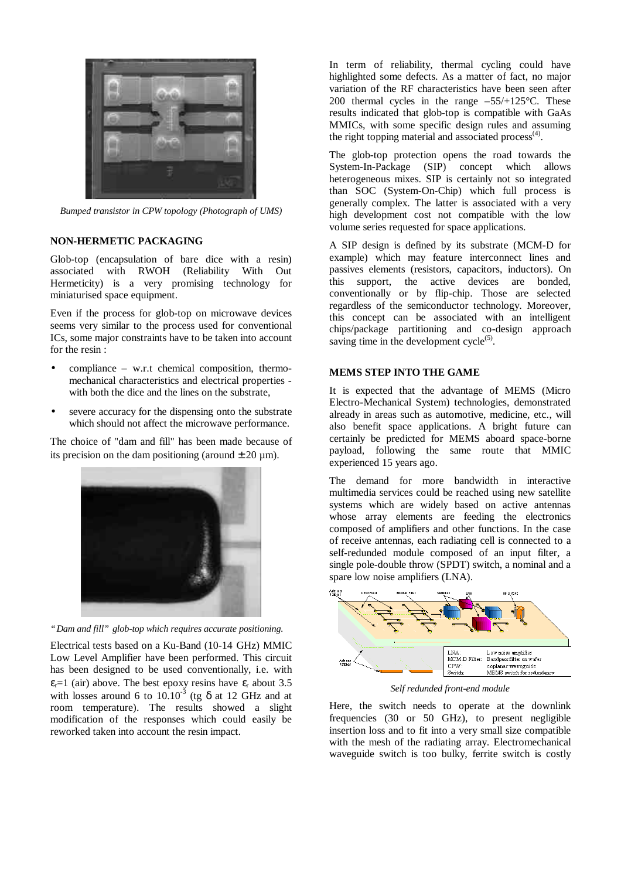*Bumped transistor in CPW topology (Photograph of UMS)*

## NON-HERMETIC PACKAGING

Glob-top (encapsulation of bare dice with a resin) associated with RWOH (Reliability With Out Hermeticity) is a very promising technology for miniaturised space equipment.

Even if the process for glob-top on microwave devices seems very similar to the process used for conventional ICs, some major constraints have to be taken into account for the resin :

- compliance – w.r.t chemical composition, thermo-mechanical characteristics and electrical properties - with both the dice and the lines on the substrate,
- severe accuracy for the dispensing onto the substrate which should not affect the microwave performance.

The choice of "dam and fill" has been made because of its precision on the dam positioning (around ± 20 µm).

*"Dam and fill" glob-top which requires accurate positioning.*

Electrical tests based on a Ku-Band (10-14 GHz) MMIC Low Level Amplifier have been performed. This circuit has been designed to be used conventionally, i.e. with $\varepsilon_r$=1 (air) above. The best epoxy resins have $\varepsilon_r$ about 3.5 with losses around 6 to $10.10^{-3}$ (tg δ at 12 GHz and at room temperature). The results showed a slight modification of the responses which could easily be reworked taken into account the resin impact.

In term of reliability, thermal cycling could have highlighted some defects. As a matter of fact, no major variation of the RF characteristics have been seen after 200 thermal cycles in the range –55/+125°C. These results indicated that glob-top is compatible with GaAs MMICs, with some specific design rules and assuming the right topping material and associated process[4].

The glob-top protection opens the road towards the System-In-Package (SIP) concept which allows heterogeneous mixes. SIP is certainly not so integrated than SOC (System-On-Chip) which full process is generally complex. The latter is associated with a very high development cost not compatible with the low volume series requested for space applications.

A SIP design is defined by its substrate (MCM-D for example) which may feature interconnect lines and passives elements (resistors, capacitors, inductors). On this support, the active devices are bonded, conventionally or by flip-chip. Those are selected regardless of the semiconductor technology. Moreover, this concept can be associated with an intelligent chips/package partitioning and co-design approach saving time in the development cycle[5].

## MEMS STEP INTO THE GAME

It is expected that the advantage of MEMS (Micro Electro-Mechanical System) technologies, demonstrated already in areas such as automotive, medicine, etc., will also benefit space applications. A bright future can certainly be predicted for MEMS aboard space-borne payload, following the same route that MMIC experienced 15 years ago.

The demand for more bandwidth in interactive multimedia services could be reached using new satellite systems which are widely based on active antennas whose array elements are feeding the electronics composed of amplifiers and other functions. In the case of receive antennas, each radiating cell is connected to a self-redunded module composed of an input filter, a single pole-double throw (SPDT) switch, a nominal and a spare low noise amplifiers (LNA).

*Self redunded front-end module*

Here, the switch needs to operate at the downlink frequencies (30 or 50 GHz), to present negligible insertion loss and to fit into a very small size compatible with the mesh of the radiating array. Electromechanical waveguide switch is too bulky, ferrite switch is costly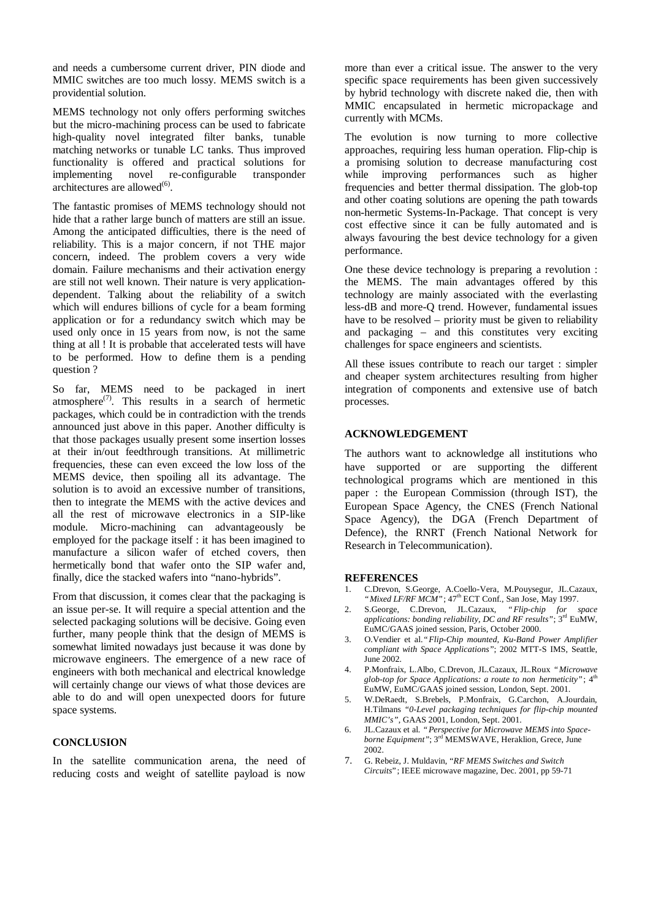and needs a cumbersome current driver, PIN diode and MMIC switches are too much lossy. MEMS switch is a providential solution.

MEMS technology not only offers performing switches but the micro-machining process can be used to fabricate high-quality novel integrated filter banks, tunable matching networks or tunable LC tanks. Thus improved functionality is offered and practical solutions for implementing novel re-configurable transponder architectures are allowed[6].

The fantastic promises of MEMS technology should not hide that a rather large bunch of matters are still an issue. Among the anticipated difficulties, there is the need of reliability. This is a major concern, if not THE major concern, indeed. The problem covers a very wide domain. Failure mechanisms and their activation energy are still not well known. Their nature is very application-dependent. Talking about the reliability of a switch which will endures billions of cycle for a beam forming application or for a redundancy switch which may be used only once in 15 years from now, is not the same thing at all ! It is probable that accelerated tests will have to be performed. How to define them is a pending question ?

So far, MEMS need to be packaged in inert atmosphere[7]. This results in a search of hermetic packages, which could be in contradiction with the trends announced just above in this paper. Another difficulty is that those packages usually present some insertion losses at their in/out feedthrough transitions. At millimetric frequencies, these can even exceed the low loss of the MEMS device, then spoiling all its advantage. The solution is to avoid an excessive number of transitions, then to integrate the MEMS with the active devices and all the rest of microwave electronics in a SIP-like module. Micro-machining can advantageously be employed for the package itself : it has been imagined to manufacture a silicon wafer of etched covers, then hermetically bond that wafer onto the SIP wafer and, finally, dice the stacked wafers into "nano-hybrids".

From that discussion, it comes clear that the packaging is an issue per-se. It will require a special attention and the selected packaging solutions will be decisive. Going even further, many people think that the design of MEMS is somewhat limited nowadays just because it was done by microwave engineers. The emergence of a new race of engineers with both mechanical and electrical knowledge will certainly change our views of what those devices are able to do and will open unexpected doors for future space systems.

## CONCLUSION

In the satellite communication arena, the need of reducing costs and weight of satellite payload is now more than ever a critical issue. The answer to the very specific space requirements has been given successively by hybrid technology with discrete naked die, then with MMIC encapsulated in hermetic micropackage and currently with MCMs.

The evolution is now turning to more collective approaches, requiring less human operation. Flip-chip is a promising solution to decrease manufacturing cost while improving performances such as higher frequencies and better thermal dissipation. The glob-top and other coating solutions are opening the path towards non-hermetic Systems-In-Package. That concept is very cost effective since it can be fully automated and is always favouring the best device technology for a given performance.

One these device technology is preparing a revolution : the MEMS. The main advantages offered by this technology are mainly associated with the everlasting less-dB and more-Q trend. However, fundamental issues have to be resolved – priority must be given to reliability and packaging – and this constitutes very exciting challenges for space engineers and scientists.

All these issues contribute to reach our target : simpler and cheaper system architectures resulting from higher integration of components and extensive use of batch processes.

## ACKNOWLEDGEMENT

The authors want to acknowledge all institutions who have supported or are supporting the different technological programs which are mentioned in this paper : the European Commission (through IST), the European Space Agency, the CNES (French National Space Agency), the DGA (French Department of Defence), the RNRT (French National Network for Research in Telecommunication).

## REFERENCES

1. C.Drevon, S.George, A.Coello-Vera, M.Pouysegur, JL.Cazaux, *"Mixed LF/RF MCM"*; 47th ECT Conf., San Jose, May 1997.
2. S.George, C.Drevon, JL.Cazaux, *"Flip-chip for space applications: bonding reliability, DC and RF results"*; 3rd EuMW, EuMC/GAAS joined session, Paris, October 2000.
3. O.Vendier et al.*"Flip-Chip mounted, Ku-Band Power Amplifier compliant with Space Applications"*; 2002 MTT-S IMS, Seattle, June 2002.
4. P.Monfraix, L.Albo, C.Drevon, JL.Cazaux, JL.Roux *"Microwave glob-top for Space Applications: a route to non hermeticity"*; 4th EuMW, EuMC/GAAS joined session, London, Sept. 2001.
5. W.DeRaedt, S.Brebels, P.Monfraix, G.Carchon, A.Jourdain, H.Tilmans *"0-Level packaging techniques for flip-chip mounted MMIC's"*, GAAS 2001, London, Sept. 2001.
6. JL.Cazaux et al. *"Perspective for Microwave MEMS into Space-borne Equipment"*; 3rd MEMSWAVE, Heraklion, Grece, June 2002.
7. G. Rebeiz, J. Muldavin, "*RF MEMS Switches and Switch Circuits*"; IEEE microwave magazine, Dec. 2001, pp 59-71